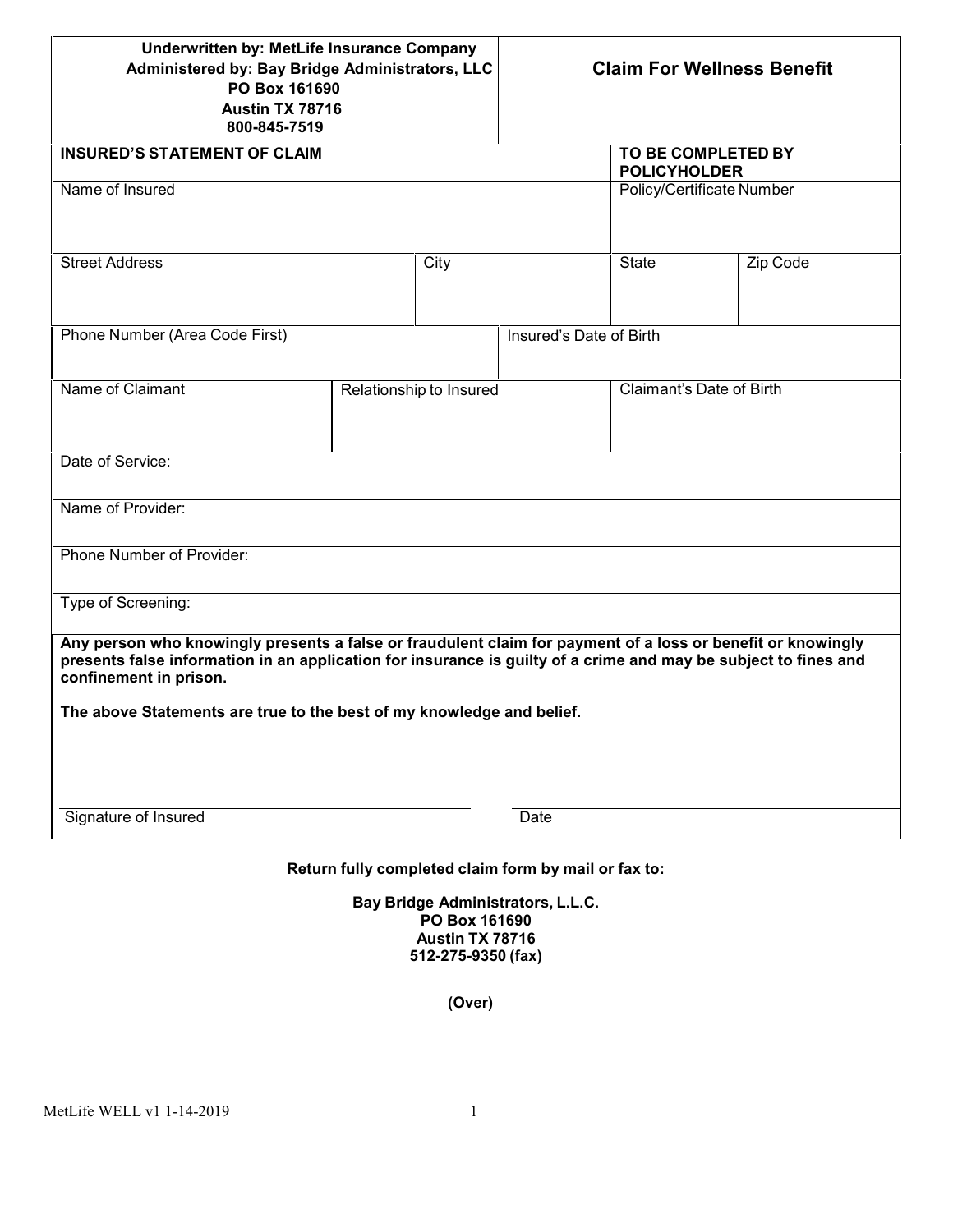**Underwritten by: MetLife Insurance Company**
**Administered by: Bay Bridge Administrators, LLC**
**PO Box 161690**
**Austin TX 78716**
**800-845-7519**

# Claim For Wellness Benefit

| **INSURED'S STATEMENT OF CLAIM** | | | **TO BE COMPLETED BY POLICYHOLDER** | |
|---|---|---|---|---|
| Name of Insured | | | Policy/Certificate Number | |
| Street Address | City | | State | Zip Code |
| Phone Number (Area Code First) | | Insured's Date of Birth | | |
| Name of Claimant | Relationship to Insured | | Claimant's Date of Birth | |

Date of Service:

Name of Provider:

Phone Number of Provider:

Type of Screening:

**Any person who knowingly presents a false or fraudulent claim for payment of a loss or benefit or knowingly presents false information in an application for insurance is guilty of a crime and may be subject to fines and confinement in prison.**

**The above Statements are true to the best of my knowledge and belief.**

Signature of Insured ____________________ Date ____________________

**Return fully completed claim form by mail or fax to:**

**Bay Bridge Administrators, L.L.C.**
**PO Box 161690**
**Austin TX 78716**
**512-275-9350 (fax)**

**(Over)**

MetLife WELL v1 1-14-2019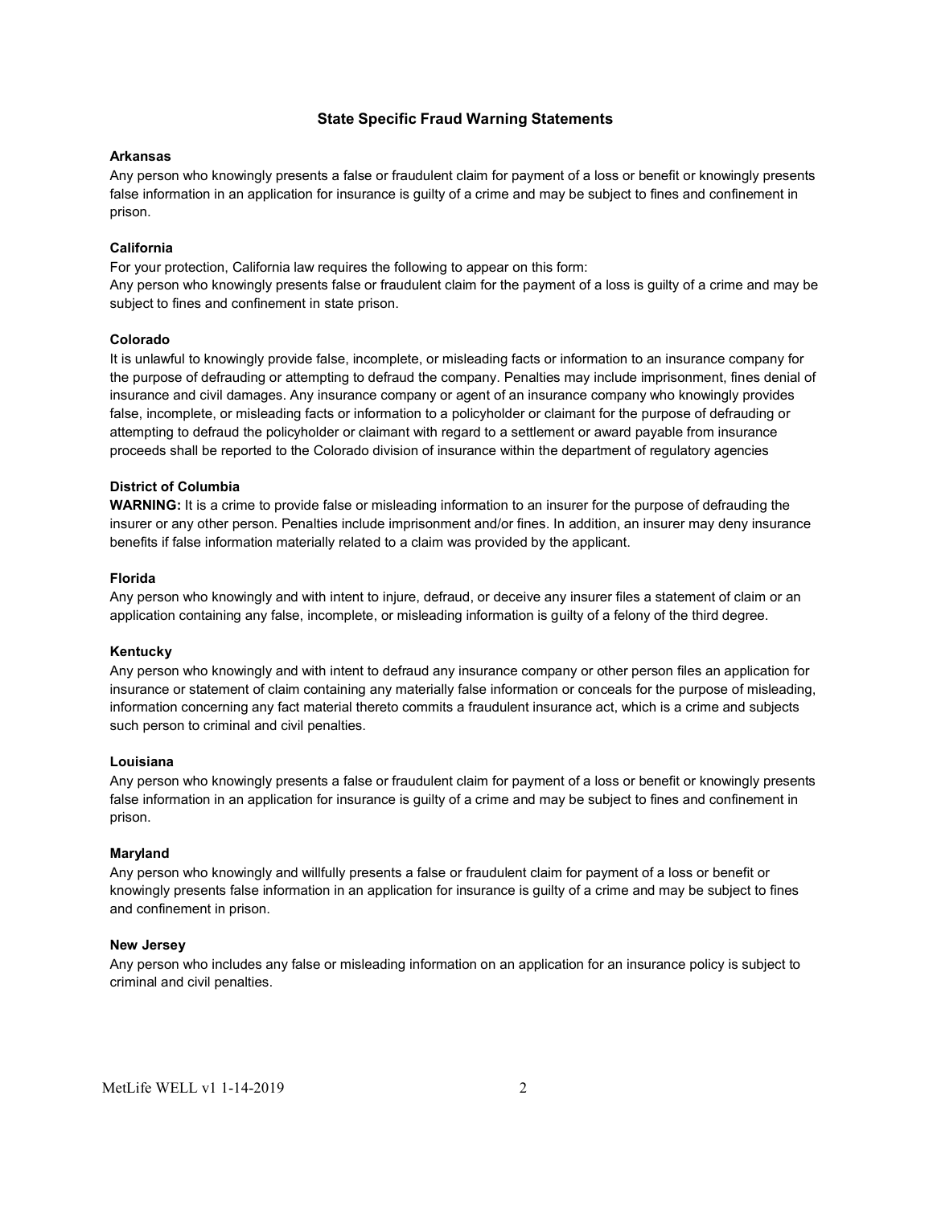## State Specific Fraud Warning Statements

**Arkansas**

Any person who knowingly presents a false or fraudulent claim for payment of a loss or benefit or knowingly presents false information in an application for insurance is guilty of a crime and may be subject to fines and confinement in prison.

**California**

For your protection, California law requires the following to appear on this form:
Any person who knowingly presents false or fraudulent claim for the payment of a loss is guilty of a crime and may be subject to fines and confinement in state prison.

**Colorado**

It is unlawful to knowingly provide false, incomplete, or misleading facts or information to an insurance company for the purpose of defrauding or attempting to defraud the company. Penalties may include imprisonment, fines denial of insurance and civil damages. Any insurance company or agent of an insurance company who knowingly provides false, incomplete, or misleading facts or information to a policyholder or claimant for the purpose of defrauding or attempting to defraud the policyholder or claimant with regard to a settlement or award payable from insurance proceeds shall be reported to the Colorado division of insurance within the department of regulatory agencies

**District of Columbia**

**WARNING:** It is a crime to provide false or misleading information to an insurer for the purpose of defrauding the insurer or any other person. Penalties include imprisonment and/or fines. In addition, an insurer may deny insurance benefits if false information materially related to a claim was provided by the applicant.

**Florida**

Any person who knowingly and with intent to injure, defraud, or deceive any insurer files a statement of claim or an application containing any false, incomplete, or misleading information is guilty of a felony of the third degree.

**Kentucky**

Any person who knowingly and with intent to defraud any insurance company or other person files an application for insurance or statement of claim containing any materially false information or conceals for the purpose of misleading, information concerning any fact material thereto commits a fraudulent insurance act, which is a crime and subjects such person to criminal and civil penalties.

**Louisiana**

Any person who knowingly presents a false or fraudulent claim for payment of a loss or benefit or knowingly presents false information in an application for insurance is guilty of a crime and may be subject to fines and confinement in prison.

**Maryland**

Any person who knowingly and willfully presents a false or fraudulent claim for payment of a loss or benefit or knowingly presents false information in an application for insurance is guilty of a crime and may be subject to fines and confinement in prison.

**New Jersey**

Any person who includes any false or misleading information on an application for an insurance policy is subject to criminal and civil penalties.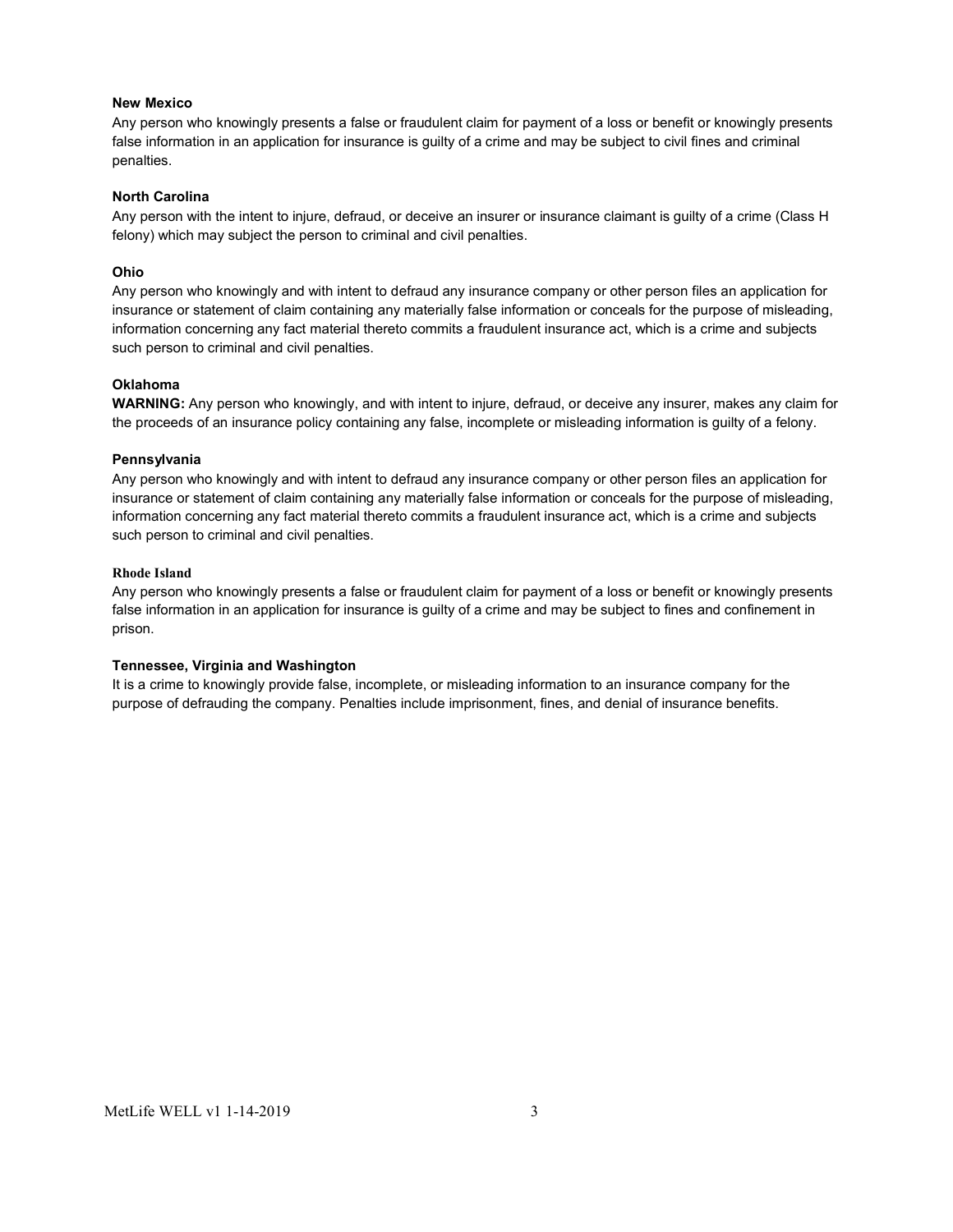**New Mexico**

Any person who knowingly presents a false or fraudulent claim for payment of a loss or benefit or knowingly presents false information in an application for insurance is guilty of a crime and may be subject to civil fines and criminal penalties.

**North Carolina**

Any person with the intent to injure, defraud, or deceive an insurer or insurance claimant is guilty of a crime (Class H felony) which may subject the person to criminal and civil penalties.

**Ohio**

Any person who knowingly and with intent to defraud any insurance company or other person files an application for insurance or statement of claim containing any materially false information or conceals for the purpose of misleading, information concerning any fact material thereto commits a fraudulent insurance act, which is a crime and subjects such person to criminal and civil penalties.

**Oklahoma**

**WARNING:** Any person who knowingly, and with intent to injure, defraud, or deceive any insurer, makes any claim for the proceeds of an insurance policy containing any false, incomplete or misleading information is guilty of a felony.

**Pennsylvania**

Any person who knowingly and with intent to defraud any insurance company or other person files an application for insurance or statement of claim containing any materially false information or conceals for the purpose of misleading, information concerning any fact material thereto commits a fraudulent insurance act, which is a crime and subjects such person to criminal and civil penalties.

**Rhode Island**

Any person who knowingly presents a false or fraudulent claim for payment of a loss or benefit or knowingly presents false information in an application for insurance is guilty of a crime and may be subject to fines and confinement in prison.

**Tennessee, Virginia and Washington**

It is a crime to knowingly provide false, incomplete, or misleading information to an insurance company for the purpose of defrauding the company. Penalties include imprisonment, fines, and denial of insurance benefits.